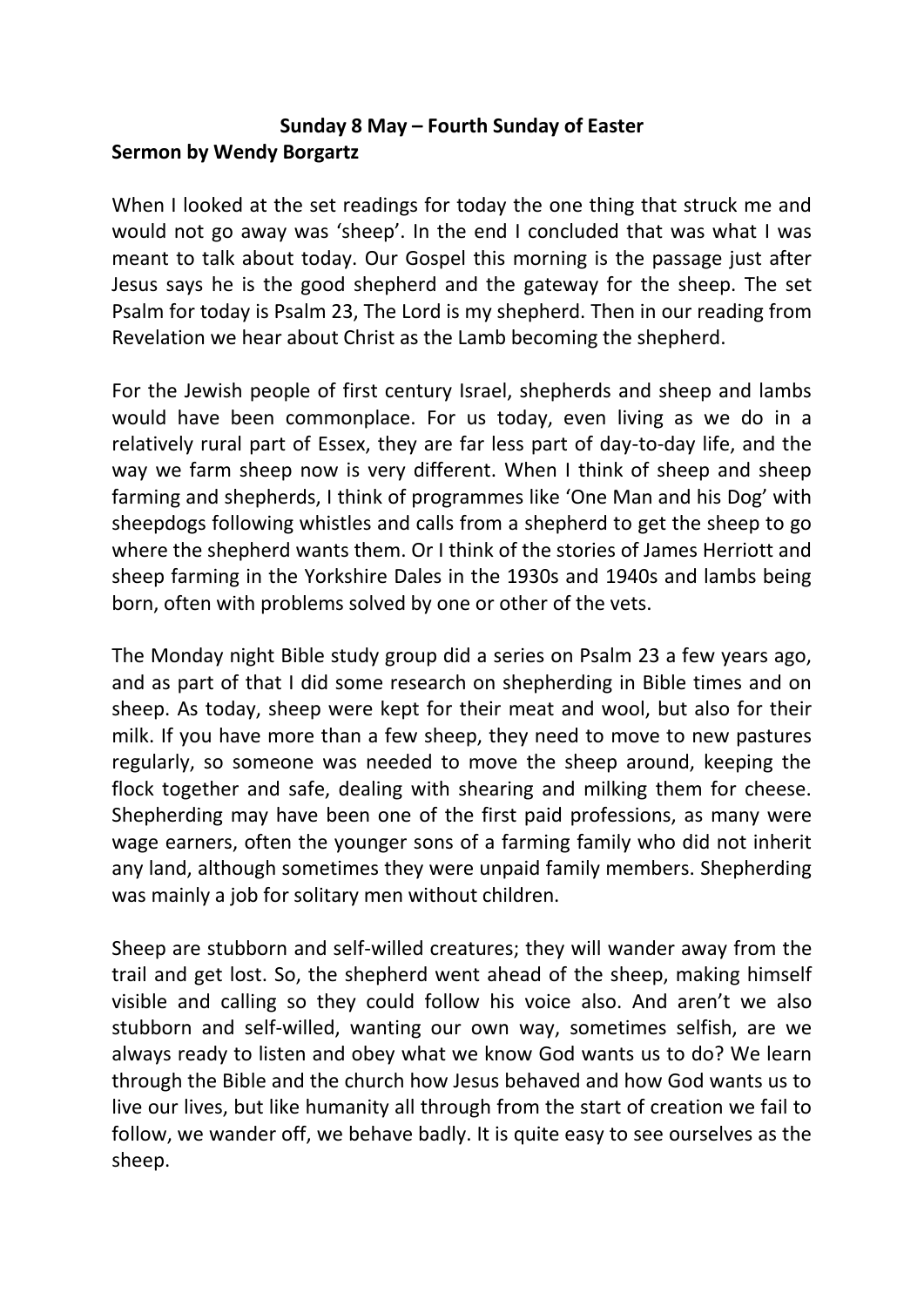**Sunday 8 May – Fourth Sunday of Easter**

**Sermon by Wendy Borgartz**

When I looked at the set readings for today the one thing that struck me and would not go away was 'sheep'. In the end I concluded that was what I was meant to talk about today. Our Gospel this morning is the passage just after Jesus says he is the good shepherd and the gateway for the sheep. The set Psalm for today is Psalm 23, The Lord is my shepherd. Then in our reading from Revelation we hear about Christ as the Lamb becoming the shepherd.

For the Jewish people of first century Israel, shepherds and sheep and lambs would have been commonplace. For us today, even living as we do in a relatively rural part of Essex, they are far less part of day-to-day life, and the way we farm sheep now is very different. When I think of sheep and sheep farming and shepherds, I think of programmes like 'One Man and his Dog' with sheepdogs following whistles and calls from a shepherd to get the sheep to go where the shepherd wants them. Or I think of the stories of James Herriott and sheep farming in the Yorkshire Dales in the 1930s and 1940s and lambs being born, often with problems solved by one or other of the vets.

The Monday night Bible study group did a series on Psalm 23 a few years ago, and as part of that I did some research on shepherding in Bible times and on sheep. As today, sheep were kept for their meat and wool, but also for their milk. If you have more than a few sheep, they need to move to new pastures regularly, so someone was needed to move the sheep around, keeping the flock together and safe, dealing with shearing and milking them for cheese. Shepherding may have been one of the first paid professions, as many were wage earners, often the younger sons of a farming family who did not inherit any land, although sometimes they were unpaid family members. Shepherding was mainly a job for solitary men without children.

Sheep are stubborn and self-willed creatures; they will wander away from the trail and get lost. So, the shepherd went ahead of the sheep, making himself visible and calling so they could follow his voice also. And aren't we also stubborn and self-willed, wanting our own way, sometimes selfish, are we always ready to listen and obey what we know God wants us to do? We learn through the Bible and the church how Jesus behaved and how God wants us to live our lives, but like humanity all through from the start of creation we fail to follow, we wander off, we behave badly. It is quite easy to see ourselves as the sheep.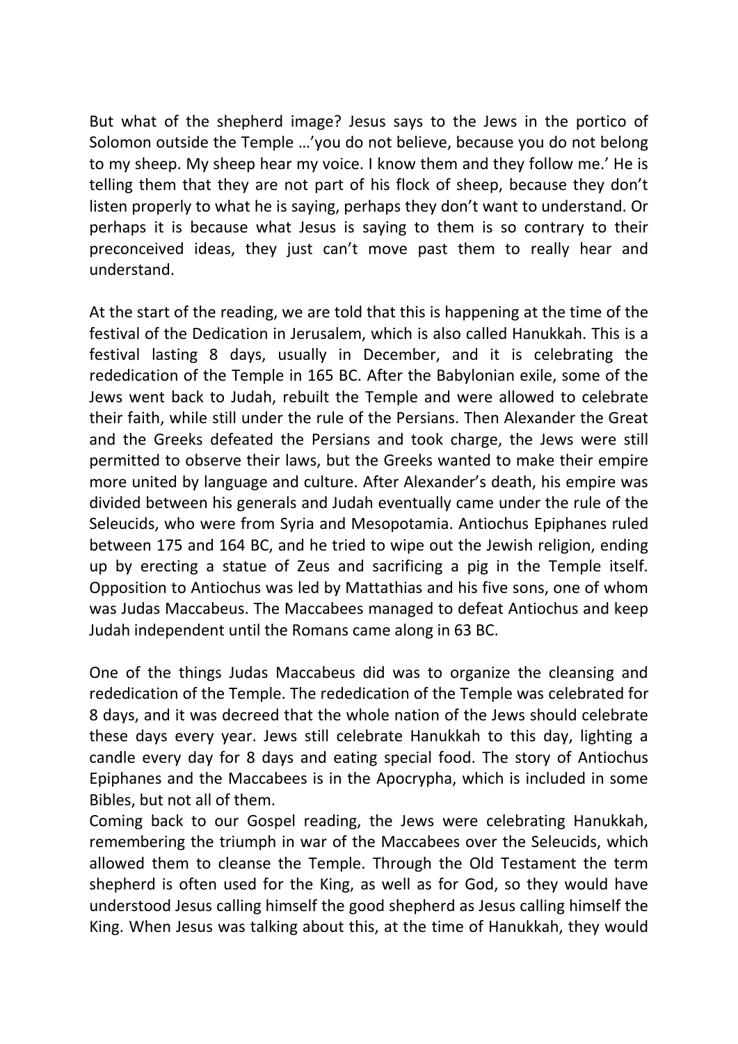But what of the shepherd image? Jesus says to the Jews in the portico of Solomon outside the Temple …'you do not believe, because you do not belong to my sheep. My sheep hear my voice. I know them and they follow me.' He is telling them that they are not part of his flock of sheep, because they don't listen properly to what he is saying, perhaps they don't want to understand. Or perhaps it is because what Jesus is saying to them is so contrary to their preconceived ideas, they just can't move past them to really hear and understand.

At the start of the reading, we are told that this is happening at the time of the festival of the Dedication in Jerusalem, which is also called Hanukkah. This is a festival lasting 8 days, usually in December, and it is celebrating the rededication of the Temple in 165 BC. After the Babylonian exile, some of the Jews went back to Judah, rebuilt the Temple and were allowed to celebrate their faith, while still under the rule of the Persians. Then Alexander the Great and the Greeks defeated the Persians and took charge, the Jews were still permitted to observe their laws, but the Greeks wanted to make their empire more united by language and culture. After Alexander's death, his empire was divided between his generals and Judah eventually came under the rule of the Seleucids, who were from Syria and Mesopotamia. Antiochus Epiphanes ruled between 175 and 164 BC, and he tried to wipe out the Jewish religion, ending up by erecting a statue of Zeus and sacrificing a pig in the Temple itself. Opposition to Antiochus was led by Mattathias and his five sons, one of whom was Judas Maccabeus. The Maccabees managed to defeat Antiochus and keep Judah independent until the Romans came along in 63 BC.

One of the things Judas Maccabeus did was to organize the cleansing and rededication of the Temple. The rededication of the Temple was celebrated for 8 days, and it was decreed that the whole nation of the Jews should celebrate these days every year. Jews still celebrate Hanukkah to this day, lighting a candle every day for 8 days and eating special food. The story of Antiochus Epiphanes and the Maccabees is in the Apocrypha, which is included in some Bibles, but not all of them.

Coming back to our Gospel reading, the Jews were celebrating Hanukkah, remembering the triumph in war of the Maccabees over the Seleucids, which allowed them to cleanse the Temple. Through the Old Testament the term shepherd is often used for the King, as well as for God, so they would have understood Jesus calling himself the good shepherd as Jesus calling himself the King. When Jesus was talking about this, at the time of Hanukkah, they would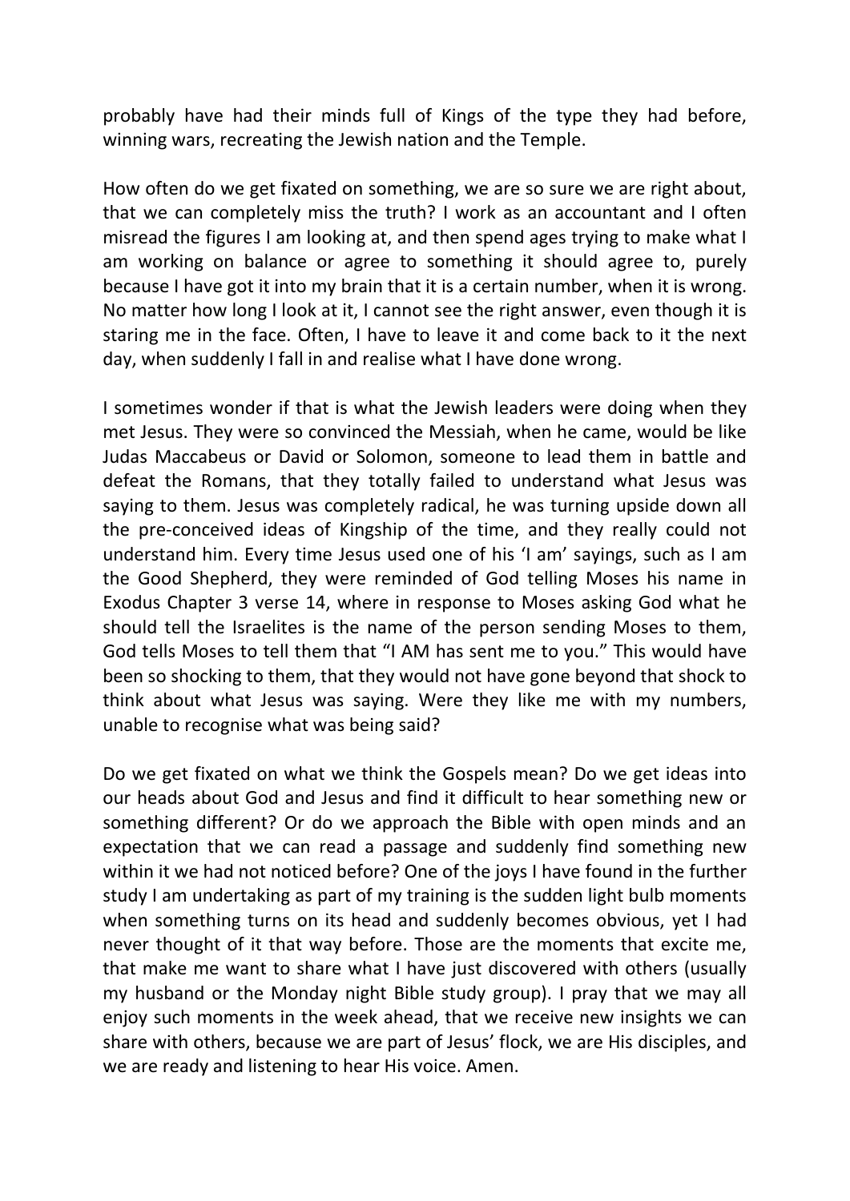probably have had their minds full of Kings of the type they had before, winning wars, recreating the Jewish nation and the Temple.

How often do we get fixated on something, we are so sure we are right about, that we can completely miss the truth? I work as an accountant and I often misread the figures I am looking at, and then spend ages trying to make what I am working on balance or agree to something it should agree to, purely because I have got it into my brain that it is a certain number, when it is wrong. No matter how long I look at it, I cannot see the right answer, even though it is staring me in the face. Often, I have to leave it and come back to it the next day, when suddenly I fall in and realise what I have done wrong.

I sometimes wonder if that is what the Jewish leaders were doing when they met Jesus. They were so convinced the Messiah, when he came, would be like Judas Maccabeus or David or Solomon, someone to lead them in battle and defeat the Romans, that they totally failed to understand what Jesus was saying to them. Jesus was completely radical, he was turning upside down all the pre-conceived ideas of Kingship of the time, and they really could not understand him. Every time Jesus used one of his 'I am' sayings, such as I am the Good Shepherd, they were reminded of God telling Moses his name in Exodus Chapter 3 verse 14, where in response to Moses asking God what he should tell the Israelites is the name of the person sending Moses to them, God tells Moses to tell them that "I AM has sent me to you." This would have been so shocking to them, that they would not have gone beyond that shock to think about what Jesus was saying. Were they like me with my numbers, unable to recognise what was being said?

Do we get fixated on what we think the Gospels mean? Do we get ideas into our heads about God and Jesus and find it difficult to hear something new or something different? Or do we approach the Bible with open minds and an expectation that we can read a passage and suddenly find something new within it we had not noticed before? One of the joys I have found in the further study I am undertaking as part of my training is the sudden light bulb moments when something turns on its head and suddenly becomes obvious, yet I had never thought of it that way before. Those are the moments that excite me, that make me want to share what I have just discovered with others (usually my husband or the Monday night Bible study group). I pray that we may all enjoy such moments in the week ahead, that we receive new insights we can share with others, because we are part of Jesus' flock, we are His disciples, and we are ready and listening to hear His voice. Amen.